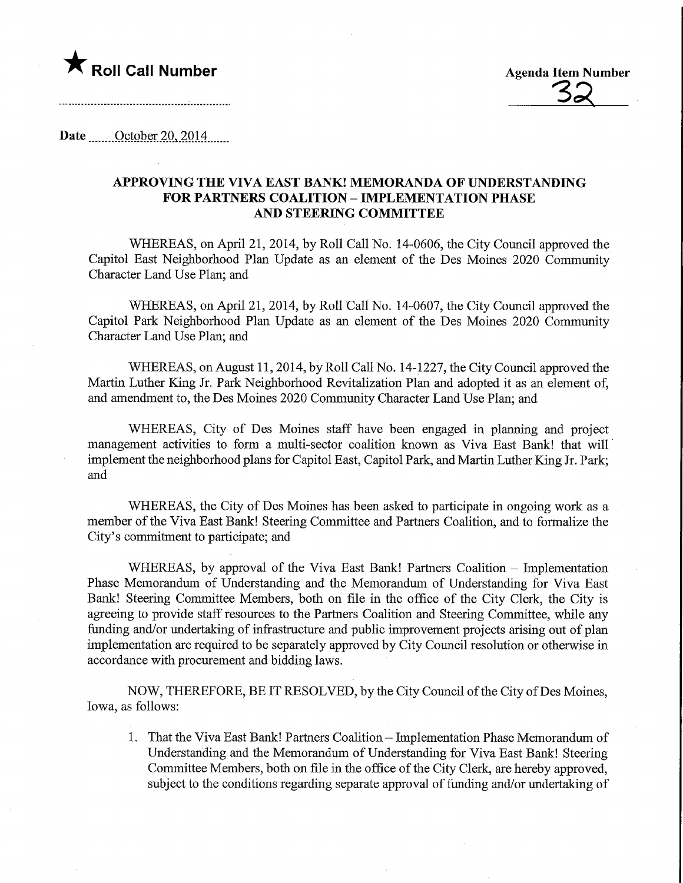★ **Roll Call Number**

**Agenda Item Number**
32

**Date** October 20, 2014

## APPROVING THE VIVA EAST BANK! MEMORANDA OF UNDERSTANDING FOR PARTNERS COALITION – IMPLEMENTATION PHASE AND STEERING COMMITTEE

WHEREAS, on April 21, 2014, by Roll Call No. 14-0606, the City Council approved the Capitol East Neighborhood Plan Update as an element of the Des Moines 2020 Community Character Land Use Plan; and

WHEREAS, on April 21, 2014, by Roll Call No. 14-0607, the City Council approved the Capitol Park Neighborhood Plan Update as an element of the Des Moines 2020 Community Character Land Use Plan; and

WHEREAS, on August 11, 2014, by Roll Call No. 14-1227, the City Council approved the Martin Luther King Jr. Park Neighborhood Revitalization Plan and adopted it as an element of, and amendment to, the Des Moines 2020 Community Character Land Use Plan; and

WHEREAS, City of Des Moines staff have been engaged in planning and project management activities to form a multi-sector coalition known as Viva East Bank! that will implement the neighborhood plans for Capitol East, Capitol Park, and Martin Luther King Jr. Park; and

WHEREAS, the City of Des Moines has been asked to participate in ongoing work as a member of the Viva East Bank! Steering Committee and Partners Coalition, and to formalize the City's commitment to participate; and

WHEREAS, by approval of the Viva East Bank! Partners Coalition – Implementation Phase Memorandum of Understanding and the Memorandum of Understanding for Viva East Bank! Steering Committee Members, both on file in the office of the City Clerk, the City is agreeing to provide staff resources to the Partners Coalition and Steering Committee, while any funding and/or undertaking of infrastructure and public improvement projects arising out of plan implementation are required to be separately approved by City Council resolution or otherwise in accordance with procurement and bidding laws.

NOW, THEREFORE, BE IT RESOLVED, by the City Council of the City of Des Moines, Iowa, as follows:

1. That the Viva East Bank! Partners Coalition – Implementation Phase Memorandum of Understanding and the Memorandum of Understanding for Viva East Bank! Steering Committee Members, both on file in the office of the City Clerk, are hereby approved, subject to the conditions regarding separate approval of funding and/or undertaking of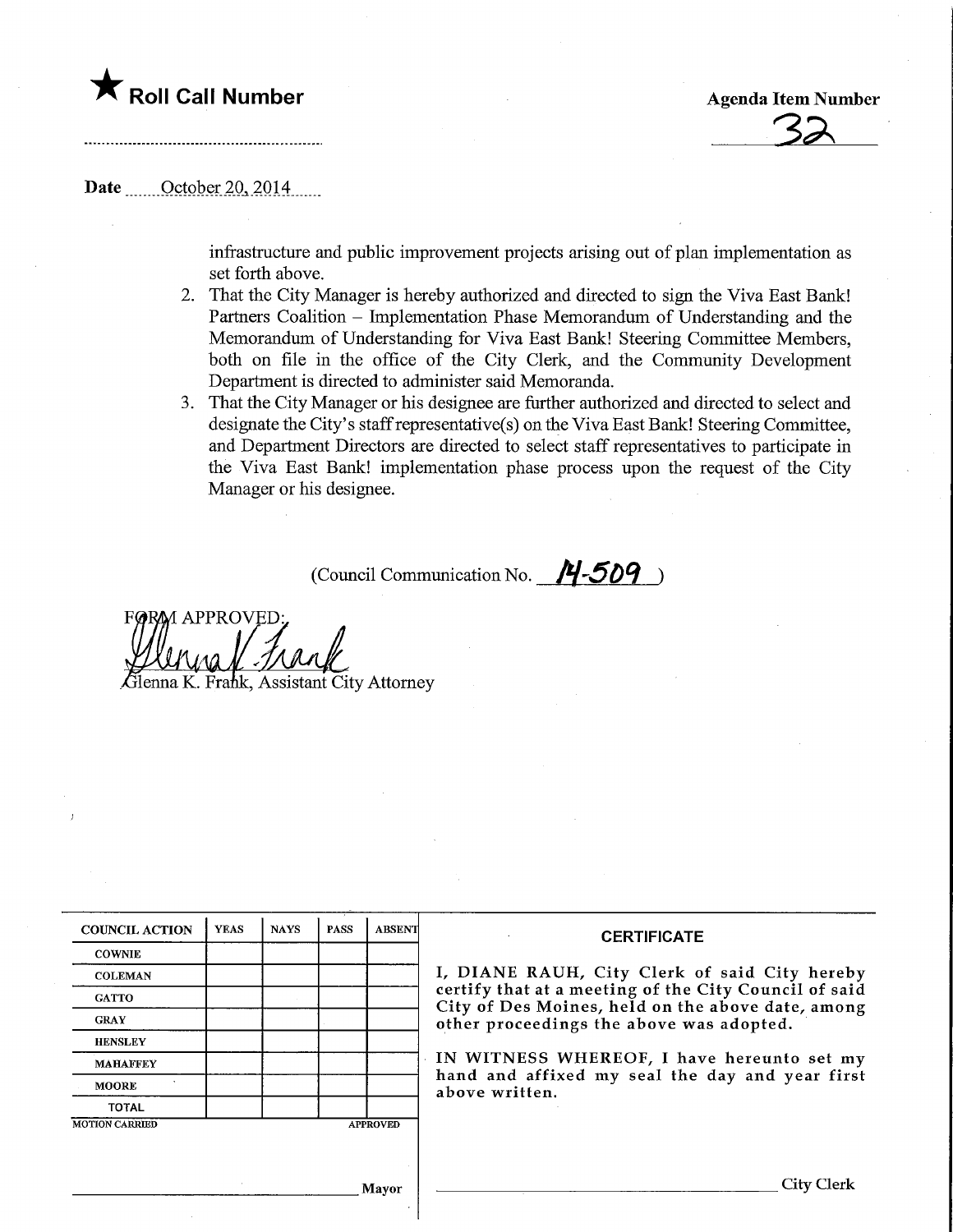★ **Roll Call Number**

**Agenda Item Number**

32

Date October 20, 2014

infrastructure and public improvement projects arising out of plan implementation as set forth above.

2. That the City Manager is hereby authorized and directed to sign the Viva East Bank! Partners Coalition – Implementation Phase Memorandum of Understanding and the Memorandum of Understanding for Viva East Bank! Steering Committee Members, both on file in the office of the City Clerk, and the Community Development Department is directed to administer said Memoranda.
3. That the City Manager or his designee are further authorized and directed to select and designate the City's staff representative(s) on the Viva East Bank! Steering Committee, and Department Directors are directed to select staff representatives to participate in the Viva East Bank! implementation phase process upon the request of the City Manager or his designee.

(Council Communication No. 14-509)

FORM APPROVED:

Glenna K. Frank, Assistant City Attorney

| COUNCIL ACTION | YEAS | NAYS | PASS | ABSENT |
|---|---|---|---|---|
| COWNIE | | | | |
| COLEMAN | | | | |
| GATTO | | | | |
| GRAY | | | | |
| HENSLEY | | | | |
| MAHAFFEY | | | | |
| MOORE | | | | |
| TOTAL | | | | |

MOTION CARRIED APPROVED

_______________ Mayor

**CERTIFICATE**

I, DIANE RAUH, City Clerk of said City hereby certify that at a meeting of the City Council of said City of Des Moines, held on the above date, among other proceedings the above was adopted.

IN WITNESS WHEREOF, I have hereunto set my hand and affixed my seal the day and year first above written.

_______________ City Clerk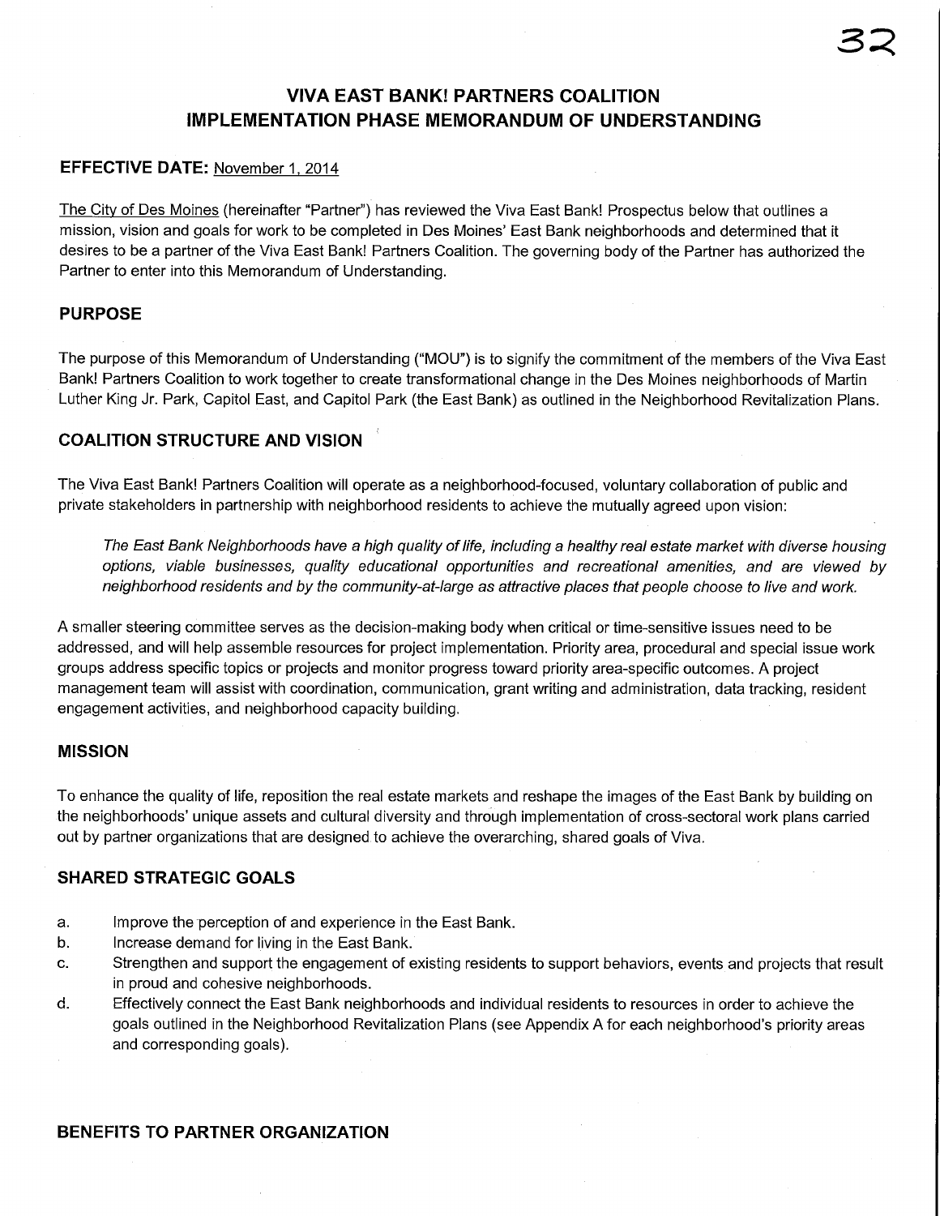# VIVA EAST BANK! PARTNERS COALITION
# IMPLEMENTATION PHASE MEMORANDUM OF UNDERSTANDING

**EFFECTIVE DATE:** November 1, 2014

The City of Des Moines (hereinafter "Partner") has reviewed the Viva East Bank! Prospectus below that outlines a mission, vision and goals for work to be completed in Des Moines' East Bank neighborhoods and determined that it desires to be a partner of the Viva East Bank! Partners Coalition. The governing body of the Partner has authorized the Partner to enter into this Memorandum of Understanding.

## PURPOSE

The purpose of this Memorandum of Understanding ("MOU") is to signify the commitment of the members of the Viva East Bank! Partners Coalition to work together to create transformational change in the Des Moines neighborhoods of Martin Luther King Jr. Park, Capitol East, and Capitol Park (the East Bank) as outlined in the Neighborhood Revitalization Plans.

## COALITION STRUCTURE AND VISION

The Viva East Bank! Partners Coalition will operate as a neighborhood-focused, voluntary collaboration of public and private stakeholders in partnership with neighborhood residents to achieve the mutually agreed upon vision:

> *The East Bank Neighborhoods have a high quality of life, including a healthy real estate market with diverse housing options, viable businesses, quality educational opportunities and recreational amenities, and are viewed by neighborhood residents and by the community-at-large as attractive places that people choose to live and work.*

A smaller steering committee serves as the decision-making body when critical or time-sensitive issues need to be addressed, and will help assemble resources for project implementation. Priority area, procedural and special issue work groups address specific topics or projects and monitor progress toward priority area-specific outcomes. A project management team will assist with coordination, communication, grant writing and administration, data tracking, resident engagement activities, and neighborhood capacity building.

## MISSION

To enhance the quality of life, reposition the real estate markets and reshape the images of the East Bank by building on the neighborhoods' unique assets and cultural diversity and through implementation of cross-sectoral work plans carried out by partner organizations that are designed to achieve the overarching, shared goals of Viva.

## SHARED STRATEGIC GOALS

a. Improve the perception of and experience in the East Bank.
b. Increase demand for living in the East Bank.
c. Strengthen and support the engagement of existing residents to support behaviors, events and projects that result in proud and cohesive neighborhoods.
d. Effectively connect the East Bank neighborhoods and individual residents to resources in order to achieve the goals outlined in the Neighborhood Revitalization Plans (see Appendix A for each neighborhood's priority areas and corresponding goals).

## BENEFITS TO PARTNER ORGANIZATION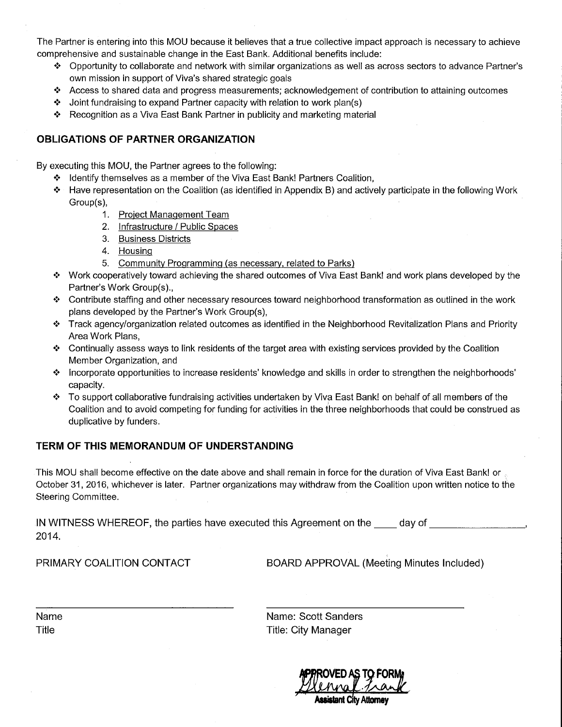The Partner is entering into this MOU because it believes that a true collective impact approach is necessary to achieve comprehensive and sustainable change in the East Bank. Additional benefits include:

- Opportunity to collaborate and network with similar organizations as well as across sectors to advance Partner's own mission in support of Viva's shared strategic goals
- Access to shared data and progress measurements; acknowledgement of contribution to attaining outcomes
- Joint fundraising to expand Partner capacity with relation to work plan(s)
- Recognition as a Viva East Bank Partner in publicity and marketing material

## OBLIGATIONS OF PARTNER ORGANIZATION

By executing this MOU, the Partner agrees to the following:

- Identify themselves as a member of the Viva East Bank! Partners Coalition,
- Have representation on the Coalition (as identified in Appendix B) and actively participate in the following Work Group(s),
  1. Project Management Team
  2. Infrastructure / Public Spaces
  3. Business Districts
  4. Housing
  5. Community Programming (as necessary, related to Parks)
- Work cooperatively toward achieving the shared outcomes of Viva East Bank! and work plans developed by the Partner's Work Group(s).,
- Contribute staffing and other necessary resources toward neighborhood transformation as outlined in the work plans developed by the Partner's Work Group(s),
- Track agency/organization related outcomes as identified in the Neighborhood Revitalization Plans and Priority Area Work Plans,
- Continually assess ways to link residents of the target area with existing services provided by the Coalition Member Organization, and
- Incorporate opportunities to increase residents' knowledge and skills in order to strengthen the neighborhoods' capacity.
- To support collaborative fundraising activities undertaken by Viva East Bank! on behalf of all members of the Coalition and to avoid competing for funding for activities in the three neighborhoods that could be construed as duplicative by funders.

## TERM OF THIS MEMORANDUM OF UNDERSTANDING

This MOU shall become effective on the date above and shall remain in force for the duration of Viva East Bank! or October 31, 2016, whichever is later. Partner organizations may withdraw from the Coalition upon written notice to the Steering Committee.

IN WITNESS WHEREOF, the parties have executed this Agreement on the ____ day of ________________, 2014.

PRIMARY COALITION CONTACT

________________________________

Name
Title

BOARD APPROVAL (Meeting Minutes Included)

________________________________

Name: Scott Sanders
Title: City Manager

APPROVED AS TO FORM:
Glenna L. Frank
Assistant City Attorney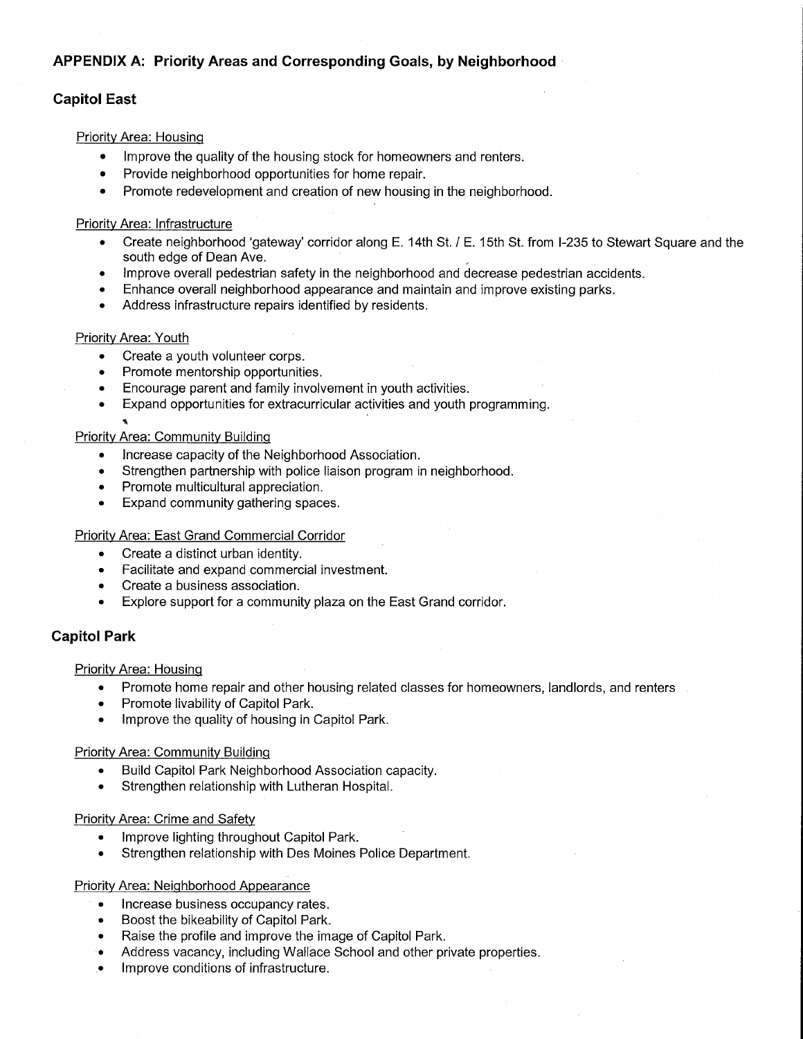## APPENDIX A: Priority Areas and Corresponding Goals, by Neighborhood

### Capitol East

Priority Area: Housing

- Improve the quality of the housing stock for homeowners and renters.
- Provide neighborhood opportunities for home repair.
- Promote redevelopment and creation of new housing in the neighborhood.

Priority Area: Infrastructure

- Create neighborhood 'gateway' corridor along E. 14th St. / E. 15th St. from I-235 to Stewart Square and the south edge of Dean Ave.
- Improve overall pedestrian safety in the neighborhood and decrease pedestrian accidents.
- Enhance overall neighborhood appearance and maintain and improve existing parks.
- Address infrastructure repairs identified by residents.

Priority Area: Youth

- Create a youth volunteer corps.
- Promote mentorship opportunities.
- Encourage parent and family involvement in youth activities.
- Expand opportunities for extracurricular activities and youth programming.

Priority Area: Community Building

- Increase capacity of the Neighborhood Association.
- Strengthen partnership with police liaison program in neighborhood.
- Promote multicultural appreciation.
- Expand community gathering spaces.

Priority Area: East Grand Commercial Corridor

- Create a distinct urban identity.
- Facilitate and expand commercial investment.
- Create a business association.
- Explore support for a community plaza on the East Grand corridor.

### Capitol Park

Priority Area: Housing

- Promote home repair and other housing related classes for homeowners, landlords, and renters
- Promote livability of Capitol Park.
- Improve the quality of housing in Capitol Park.

Priority Area: Community Building

- Build Capitol Park Neighborhood Association capacity.
- Strengthen relationship with Lutheran Hospital.

Priority Area: Crime and Safety

- Improve lighting throughout Capitol Park.
- Strengthen relationship with Des Moines Police Department.

Priority Area: Neighborhood Appearance

- Increase business occupancy rates.
- Boost the bikeability of Capitol Park.
- Raise the profile and improve the image of Capitol Park.
- Address vacancy, including Wallace School and other private properties.
- Improve conditions of infrastructure.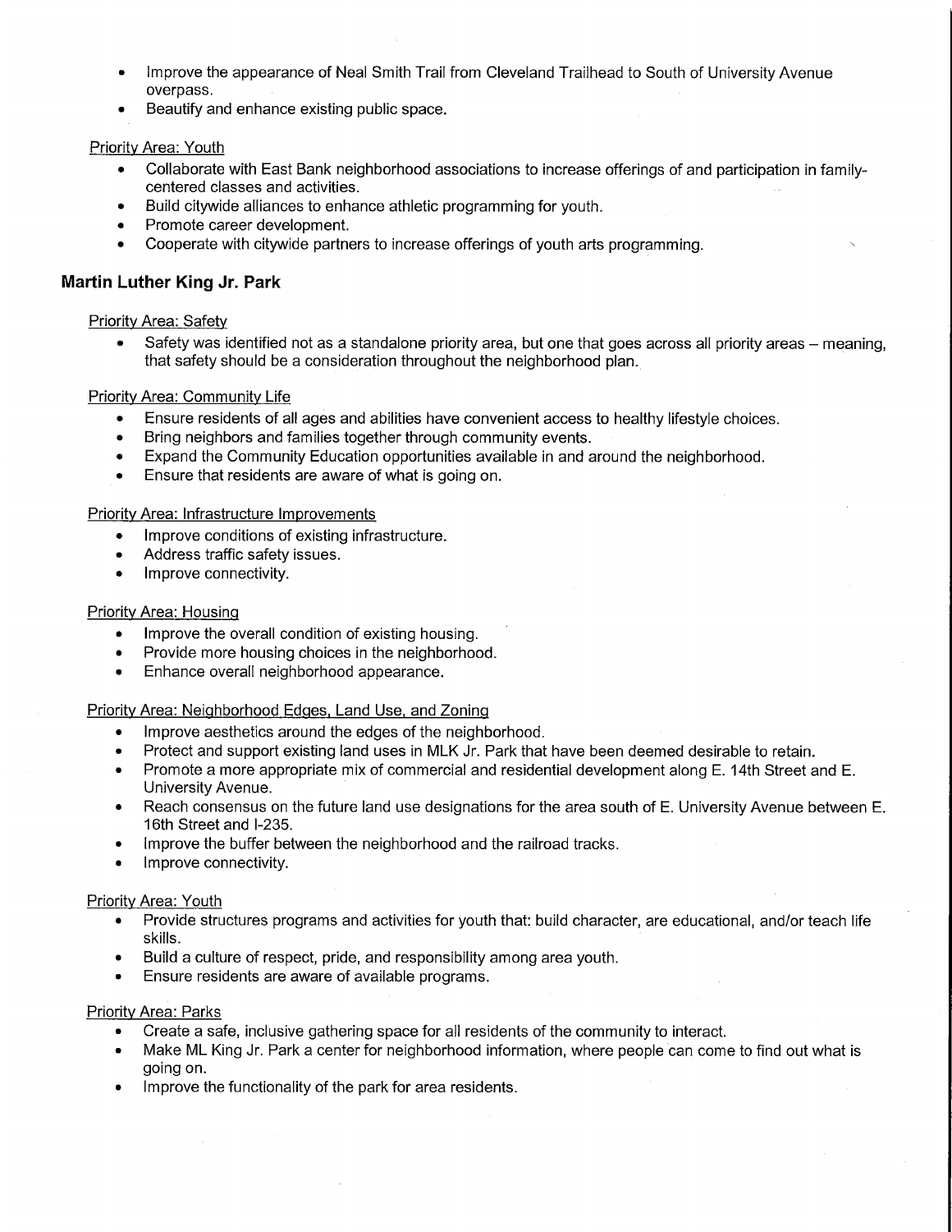- Improve the appearance of Neal Smith Trail from Cleveland Trailhead to South of University Avenue overpass.
- Beautify and enhance existing public space.

Priority Area: Youth

- Collaborate with East Bank neighborhood associations to increase offerings of and participation in family-centered classes and activities.
- Build citywide alliances to enhance athletic programming for youth.
- Promote career development.
- Cooperate with citywide partners to increase offerings of youth arts programming.

## Martin Luther King Jr. Park

Priority Area: Safety

- Safety was identified not as a standalone priority area, but one that goes across all priority areas – meaning, that safety should be a consideration throughout the neighborhood plan.

Priority Area: Community Life

- Ensure residents of all ages and abilities have convenient access to healthy lifestyle choices.
- Bring neighbors and families together through community events.
- Expand the Community Education opportunities available in and around the neighborhood.
- Ensure that residents are aware of what is going on.

Priority Area: Infrastructure Improvements

- Improve conditions of existing infrastructure.
- Address traffic safety issues.
- Improve connectivity.

Priority Area: Housing

- Improve the overall condition of existing housing.
- Provide more housing choices in the neighborhood.
- Enhance overall neighborhood appearance.

Priority Area: Neighborhood Edges, Land Use, and Zoning

- Improve aesthetics around the edges of the neighborhood.
- Protect and support existing land uses in MLK Jr. Park that have been deemed desirable to retain.
- Promote a more appropriate mix of commercial and residential development along E. 14th Street and E. University Avenue.
- Reach consensus on the future land use designations for the area south of E. University Avenue between E. 16th Street and I-235.
- Improve the buffer between the neighborhood and the railroad tracks.
- Improve connectivity.

Priority Area: Youth

- Provide structures programs and activities for youth that: build character, are educational, and/or teach life skills.
- Build a culture of respect, pride, and responsibility among area youth.
- Ensure residents are aware of available programs.

Priority Area: Parks

- Create a safe, inclusive gathering space for all residents of the community to interact.
- Make ML King Jr. Park a center for neighborhood information, where people can come to find out what is going on.
- Improve the functionality of the park for area residents.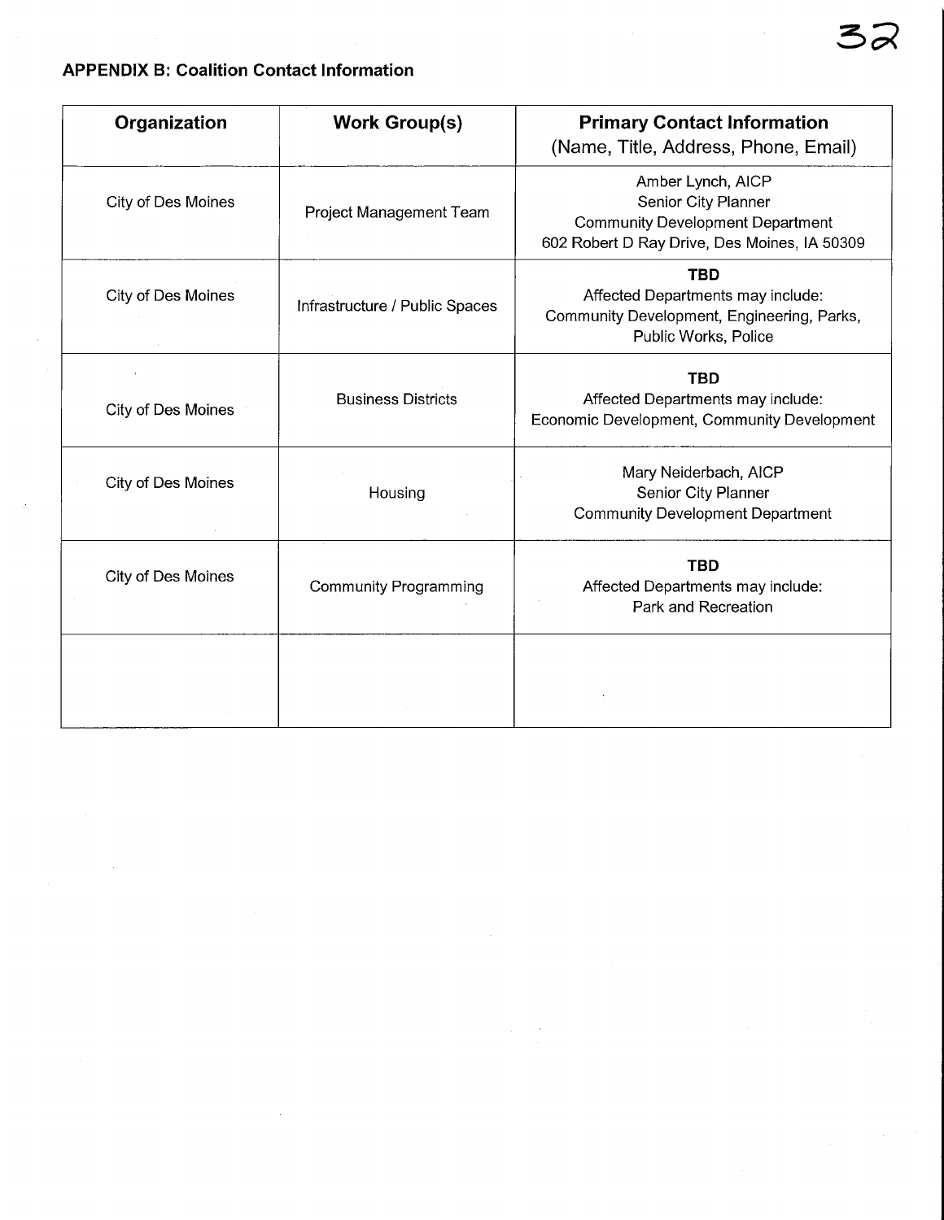**APPENDIX B: Coalition Contact Information**

| Organization | Work Group(s) | Primary Contact Information (Name, Title, Address, Phone, Email) |
|---|---|---|
| City of Des Moines | Project Management Team | Amber Lynch, AICP<br>Senior City Planner<br>Community Development Department<br>602 Robert D Ray Drive, Des Moines, IA 50309 |
| City of Des Moines | Infrastructure / Public Spaces | **TBD**<br>Affected Departments may include:<br>Community Development, Engineering, Parks, Public Works, Police |
| City of Des Moines | Business Districts | **TBD**<br>Affected Departments may include:<br>Economic Development, Community Development |
| City of Des Moines | Housing | Mary Neiderbach, AICP<br>Senior City Planner<br>Community Development Department |
| City of Des Moines | Community Programming | **TBD**<br>Affected Departments may include:<br>Park and Recreation |
| | | |